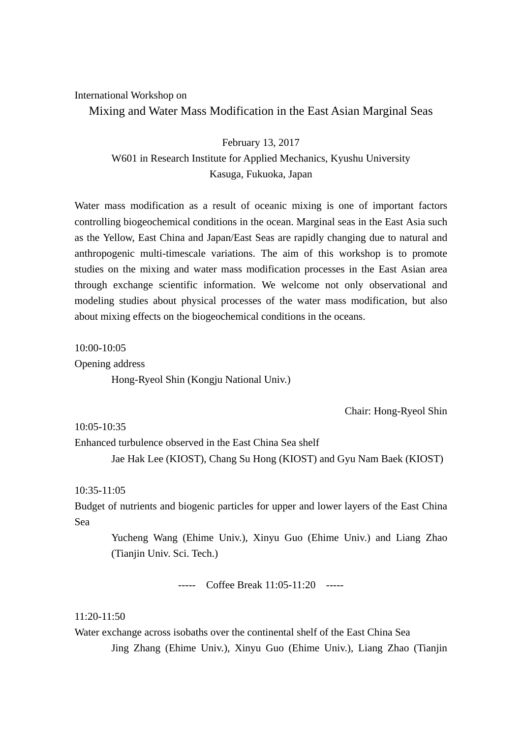International Workshop on

# Mixing and Water Mass Modification in the East Asian Marginal Seas

February 13, 2017

W601 in Research Institute for Applied Mechanics, Kyushu University

Kasuga, Fukuoka, Japan

Water mass modification as a result of oceanic mixing is one of important factors controlling biogeochemical conditions in the ocean. Marginal seas in the East Asia such as the Yellow, East China and Japan/East Seas are rapidly changing due to natural and anthropogenic multi-timescale variations. The aim of this workshop is to promote studies on the mixing and water mass modification processes in the East Asian area through exchange scientific information. We welcome not only observational and modeling studies about physical processes of the water mass modification, but also about mixing effects on the biogeochemical conditions in the oceans.

10:00-10:05

Opening address

Hong-Ryeol Shin (Kongju National Univ.)

Chair: Hong-Ryeol Shin

10:05-10:35

Enhanced turbulence observed in the East China Sea shelf

Jae Hak Lee (KIOST), Chang Su Hong (KIOST) and Gyu Nam Baek (KIOST)

10:35-11:05

Budget of nutrients and biogenic particles for upper and lower layers of the East China Sea

Yucheng Wang (Ehime Univ.), Xinyu Guo (Ehime Univ.) and Liang Zhao (Tianjin Univ. Sci. Tech.)

----- Coffee Break 11:05-11:20 -----

11:20-11:50

Water exchange across isobaths over the continental shelf of the East China Sea

Jing Zhang (Ehime Univ.), Xinyu Guo (Ehime Univ.), Liang Zhao (Tianjin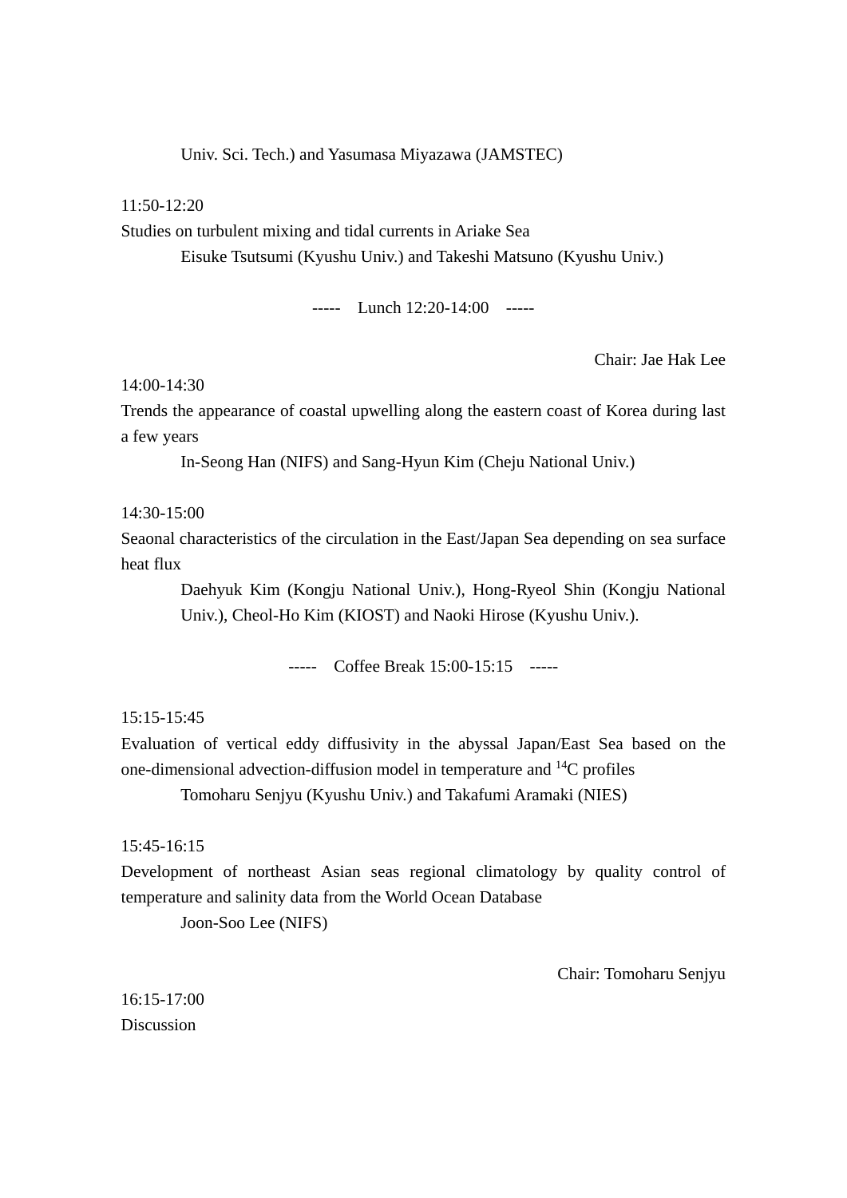Univ. Sci. Tech.) and Yasumasa Miyazawa (JAMSTEC)

11:50-12:20
Studies on turbulent mixing and tidal currents in Ariake Sea
Eisuke Tsutsumi (Kyushu Univ.) and Takeshi Matsuno (Kyushu Univ.)

----- Lunch 12:20-14:00 -----

Chair: Jae Hak Lee

14:00-14:30
Trends the appearance of coastal upwelling along the eastern coast of Korea during last a few years
In-Seong Han (NIFS) and Sang-Hyun Kim (Cheju National Univ.)

14:30-15:00
Seaonal characteristics of the circulation in the East/Japan Sea depending on sea surface heat flux
Daehyuk Kim (Kongju National Univ.), Hong-Ryeol Shin (Kongju National Univ.), Cheol-Ho Kim (KIOST) and Naoki Hirose (Kyushu Univ.).

----- Coffee Break 15:00-15:15 -----

15:15-15:45
Evaluation of vertical eddy diffusivity in the abyssal Japan/East Sea based on the one-dimensional advection-diffusion model in temperature and $^{14}C$ profiles
Tomoharu Senjyu (Kyushu Univ.) and Takafumi Aramaki (NIES)

15:45-16:15
Development of northeast Asian seas regional climatology by quality control of temperature and salinity data from the World Ocean Database
Joon-Soo Lee (NIFS)

Chair: Tomoharu Senjyu

16:15-17:00
Discussion